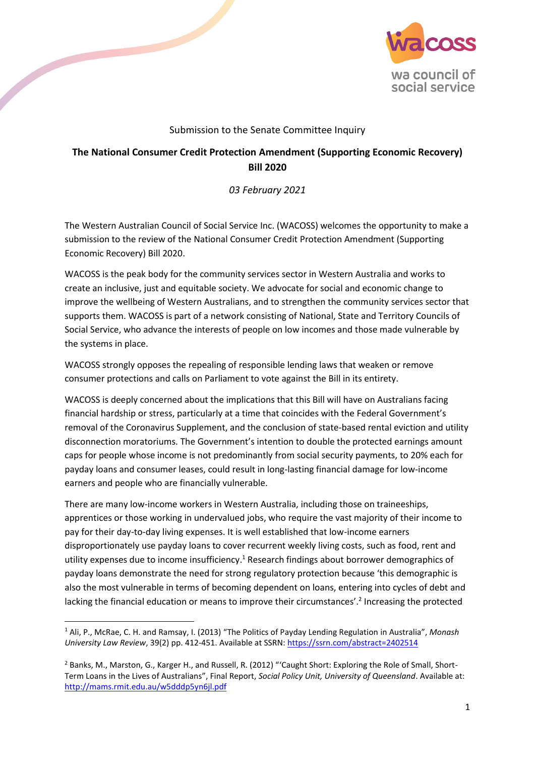Submission to the Senate Committee Inquiry

# The National Consumer Credit Protection Amendment (Supporting Economic Recovery) Bill 2020

*03 February 2021*

The Western Australian Council of Social Service Inc. (WACOSS) welcomes the opportunity to make a submission to the review of the National Consumer Credit Protection Amendment (Supporting Economic Recovery) Bill 2020.

WACOSS is the peak body for the community services sector in Western Australia and works to create an inclusive, just and equitable society. We advocate for social and economic change to improve the wellbeing of Western Australians, and to strengthen the community services sector that supports them. WACOSS is part of a network consisting of National, State and Territory Councils of Social Service, who advance the interests of people on low incomes and those made vulnerable by the systems in place.

WACOSS strongly opposes the repealing of responsible lending laws that weaken or remove consumer protections and calls on Parliament to vote against the Bill in its entirety.

WACOSS is deeply concerned about the implications that this Bill will have on Australians facing financial hardship or stress, particularly at a time that coincides with the Federal Government's removal of the Coronavirus Supplement, and the conclusion of state-based rental eviction and utility disconnection moratoriums. The Government's intention to double the protected earnings amount caps for people whose income is not predominantly from social security payments, to 20% each for payday loans and consumer leases, could result in long-lasting financial damage for low-income earners and people who are financially vulnerable.

There are many low-income workers in Western Australia, including those on traineeships, apprentices or those working in undervalued jobs, who require the vast majority of their income to pay for their day-to-day living expenses. It is well established that low-income earners disproportionately use payday loans to cover recurrent weekly living costs, such as food, rent and utility expenses due to income insufficiency.[1] Research findings about borrower demographics of payday loans demonstrate the need for strong regulatory protection because 'this demographic is also the most vulnerable in terms of becoming dependent on loans, entering into cycles of debt and lacking the financial education or means to improve their circumstances'.[2] Increasing the protected

---

[1] Ali, P., McRae, C. H. and Ramsay, I. (2013) "The Politics of Payday Lending Regulation in Australia", *Monash University Law Review*, 39(2) pp. 412-451. Available at SSRN: https://ssrn.com/abstract=2402514

[2] Banks, M., Marston, G., Karger H., and Russell, R. (2012) "'Caught Short: Exploring the Role of Small, Short-Term Loans in the Lives of Australians", Final Report, *Social Policy Unit, University of Queensland*. Available at: http://mams.rmit.edu.au/w5dddp5yn6jl.pdf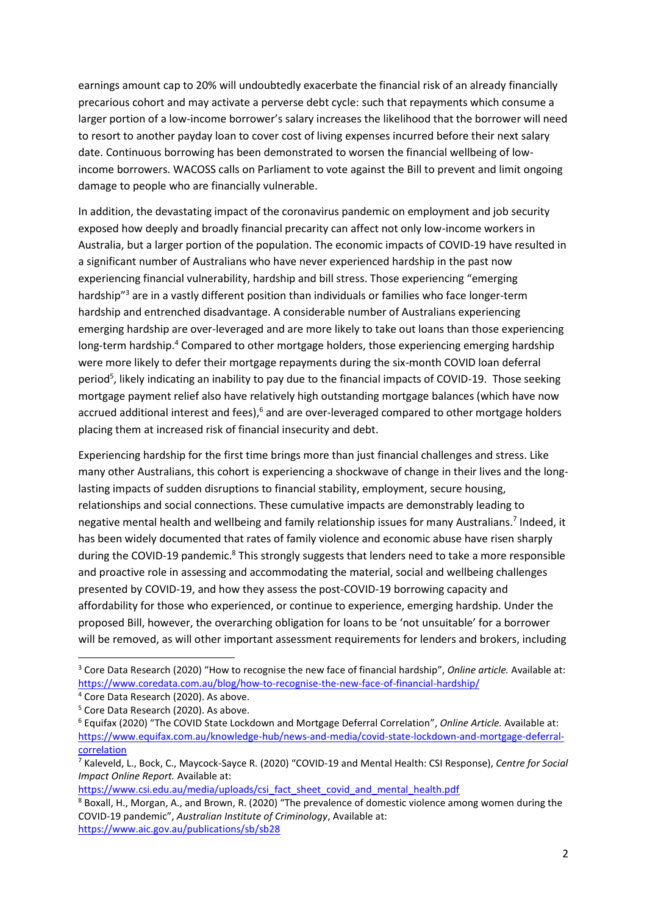earnings amount cap to 20% will undoubtedly exacerbate the financial risk of an already financially precarious cohort and may activate a perverse debt cycle: such that repayments which consume a larger portion of a low-income borrower's salary increases the likelihood that the borrower will need to resort to another payday loan to cover cost of living expenses incurred before their next salary date. Continuous borrowing has been demonstrated to worsen the financial wellbeing of low-income borrowers. WACOSS calls on Parliament to vote against the Bill to prevent and limit ongoing damage to people who are financially vulnerable.

In addition, the devastating impact of the coronavirus pandemic on employment and job security exposed how deeply and broadly financial precarity can affect not only low-income workers in Australia, but a larger portion of the population. The economic impacts of COVID-19 have resulted in a significant number of Australians who have never experienced hardship in the past now experiencing financial vulnerability, hardship and bill stress. Those experiencing "emerging hardship"[3] are in a vastly different position than individuals or families who face longer-term hardship and entrenched disadvantage. A considerable number of Australians experiencing emerging hardship are over-leveraged and are more likely to take out loans than those experiencing long-term hardship.[4] Compared to other mortgage holders, those experiencing emerging hardship were more likely to defer their mortgage repayments during the six-month COVID loan deferral period[5], likely indicating an inability to pay due to the financial impacts of COVID-19. Those seeking mortgage payment relief also have relatively high outstanding mortgage balances (which have now accrued additional interest and fees),[6] and are over-leveraged compared to other mortgage holders placing them at increased risk of financial insecurity and debt.

Experiencing hardship for the first time brings more than just financial challenges and stress. Like many other Australians, this cohort is experiencing a shockwave of change in their lives and the long-lasting impacts of sudden disruptions to financial stability, employment, secure housing, relationships and social connections. These cumulative impacts are demonstrably leading to negative mental health and wellbeing and family relationship issues for many Australians.[7] Indeed, it has been widely documented that rates of family violence and economic abuse have risen sharply during the COVID-19 pandemic.[8] This strongly suggests that lenders need to take a more responsible and proactive role in assessing and accommodating the material, social and wellbeing challenges presented by COVID-19, and how they assess the post-COVID-19 borrowing capacity and affordability for those who experienced, or continue to experience, emerging hardship. Under the proposed Bill, however, the overarching obligation for loans to be 'not unsuitable' for a borrower will be removed, as will other important assessment requirements for lenders and brokers, including

---

[3] Core Data Research (2020) "How to recognise the new face of financial hardship", *Online article.* Available at: https://www.coredata.com.au/blog/how-to-recognise-the-new-face-of-financial-hardship/

[4] Core Data Research (2020). As above.

[5] Core Data Research (2020). As above.

[6] Equifax (2020) "The COVID State Lockdown and Mortgage Deferral Correlation", *Online Article.* Available at: https://www.equifax.com.au/knowledge-hub/news-and-media/covid-state-lockdown-and-mortgage-deferral-correlation

[7] Kaleveld, L., Bock, C., Maycock-Sayce R. (2020) "COVID-19 and Mental Health: CSI Response), *Centre for Social Impact Online Report.* Available at: https://www.csi.edu.au/media/uploads/csi_fact_sheet_covid_and_mental_health.pdf

[8] Boxall, H., Morgan, A., and Brown, R. (2020) "The prevalence of domestic violence among women during the COVID-19 pandemic", *Australian Institute of Criminology*, Available at: https://www.aic.gov.au/publications/sb/sb28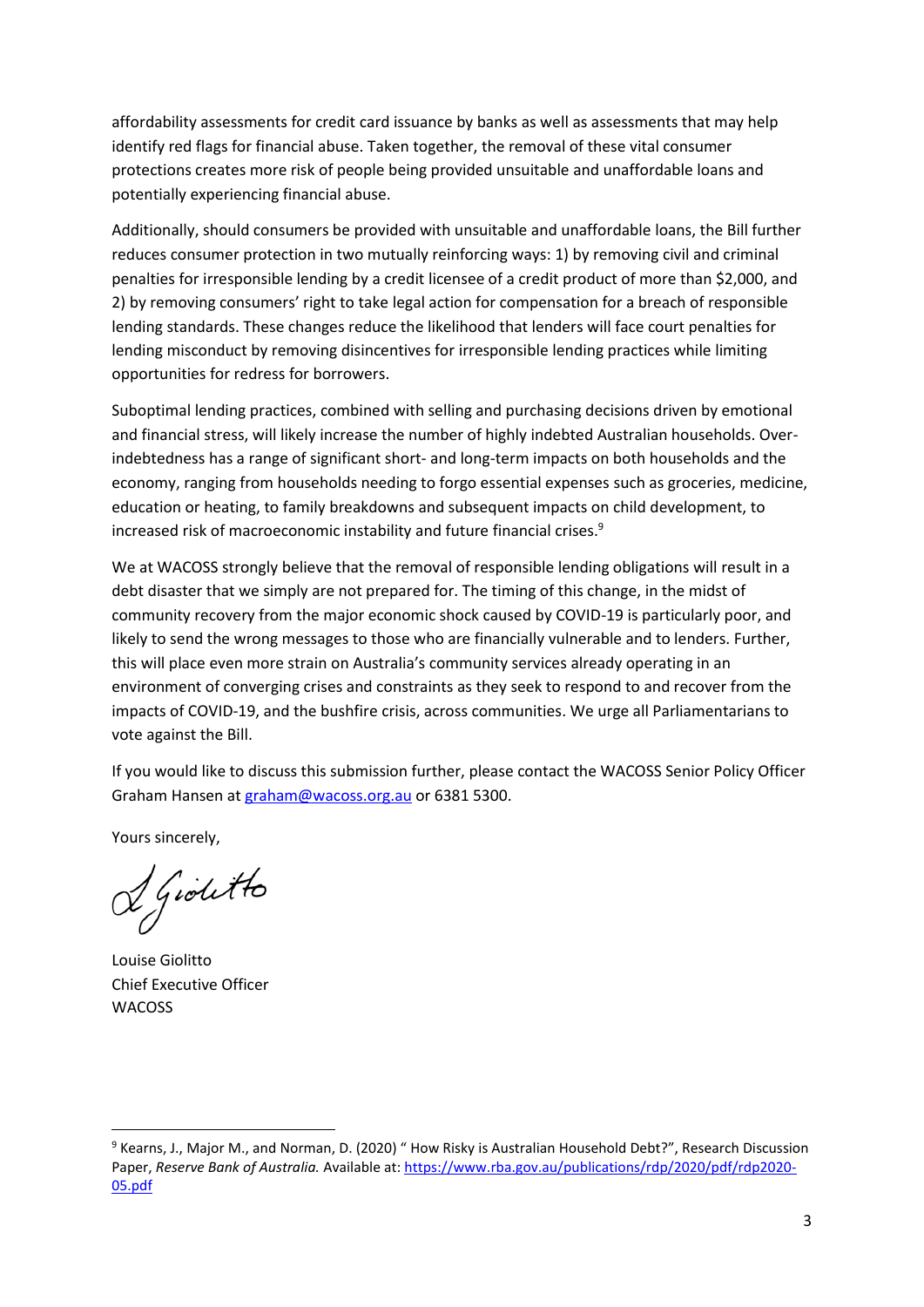affordability assessments for credit card issuance by banks as well as assessments that may help identify red flags for financial abuse. Taken together, the removal of these vital consumer protections creates more risk of people being provided unsuitable and unaffordable loans and potentially experiencing financial abuse.

Additionally, should consumers be provided with unsuitable and unaffordable loans, the Bill further reduces consumer protection in two mutually reinforcing ways: 1) by removing civil and criminal penalties for irresponsible lending by a credit licensee of a credit product of more than $2,000, and 2) by removing consumers' right to take legal action for compensation for a breach of responsible lending standards. These changes reduce the likelihood that lenders will face court penalties for lending misconduct by removing disincentives for irresponsible lending practices while limiting opportunities for redress for borrowers.

Suboptimal lending practices, combined with selling and purchasing decisions driven by emotional and financial stress, will likely increase the number of highly indebted Australian households. Over-indebtedness has a range of significant short- and long-term impacts on both households and the economy, ranging from households needing to forgo essential expenses such as groceries, medicine, education or heating, to family breakdowns and subsequent impacts on child development, to increased risk of macroeconomic instability and future financial crises.[9]

We at WACOSS strongly believe that the removal of responsible lending obligations will result in a debt disaster that we simply are not prepared for. The timing of this change, in the midst of community recovery from the major economic shock caused by COVID-19 is particularly poor, and likely to send the wrong messages to those who are financially vulnerable and to lenders. Further, this will place even more strain on Australia's community services already operating in an environment of converging crises and constraints as they seek to respond to and recover from the impacts of COVID-19, and the bushfire crisis, across communities. We urge all Parliamentarians to vote against the Bill.

If you would like to discuss this submission further, please contact the WACOSS Senior Policy Officer Graham Hansen at [graham@wacoss.org.au](mailto:graham@wacoss.org.au) or 6381 5300.

Yours sincerely,

L Giolitto

Louise Giolitto
Chief Executive Officer
WACOSS

---

[9] Kearns, J., Major M., and Norman, D. (2020) " How Risky is Australian Household Debt?", Research Discussion Paper, *Reserve Bank of Australia.* Available at: [https://www.rba.gov.au/publications/rdp/2020/pdf/rdp2020-05.pdf](https://www.rba.gov.au/publications/rdp/2020/pdf/rdp2020-05.pdf)